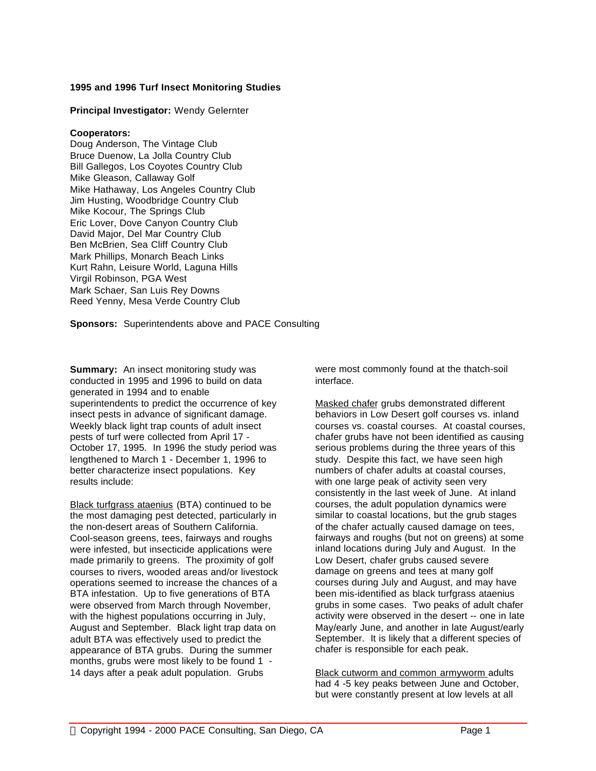# 1995 and 1996 Turf Insect Monitoring Studies

**Principal Investigator:** Wendy Gelernter

**Cooperators:**
Doug Anderson, The Vintage Club
Bruce Duenow, La Jolla Country Club
Bill Gallegos, Los Coyotes Country Club
Mike Gleason, Callaway Golf
Mike Hathaway, Los Angeles Country Club
Jim Husting, Woodbridge Country Club
Mike Kocour, The Springs Club
Eric Lover, Dove Canyon Country Club
David Major, Del Mar Country Club
Ben McBrien, Sea Cliff Country Club
Mark Phillips, Monarch Beach Links
Kurt Rahn, Leisure World, Laguna Hills
Virgil Robinson, PGA West
Mark Schaer, San Luis Rey Downs
Reed Yenny, Mesa Verde Country Club

**Sponsors:** Superintendents above and PACE Consulting

**Summary:** An insect monitoring study was conducted in 1995 and 1996 to build on data generated in 1994 and to enable superintendents to predict the occurrence of key insect pests in advance of significant damage. Weekly black light trap counts of adult insect pests of turf were collected from April 17 - October 17, 1995. In 1996 the study period was lengthened to March 1 - December 1, 1996 to better characterize insect populations. Key results include:

Black turfgrass ataenius (BTA) continued to be the most damaging pest detected, particularly in the non-desert areas of Southern California. Cool-season greens, tees, fairways and roughs were infested, but insecticide applications were made primarily to greens. The proximity of golf courses to rivers, wooded areas and/or livestock operations seemed to increase the chances of a BTA infestation. Up to five generations of BTA were observed from March through November, with the highest populations occurring in July, August and September. Black light trap data on adult BTA was effectively used to predict the appearance of BTA grubs. During the summer months, grubs were most likely to be found 1 - 14 days after a peak adult population. Grubs were most commonly found at the thatch-soil interface.

Masked chafer grubs demonstrated different behaviors in Low Desert golf courses vs. inland courses vs. coastal courses. At coastal courses, chafer grubs have not been identified as causing serious problems during the three years of this study. Despite this fact, we have seen high numbers of chafer adults at coastal courses, with one large peak of activity seen very consistently in the last week of June. At inland courses, the adult population dynamics were similar to coastal locations, but the grub stages of the chafer actually caused damage on tees, fairways and roughs (but not on greens) at some inland locations during July and August. In the Low Desert, chafer grubs caused severe damage on greens and tees at many golf courses during July and August, and may have been mis-identified as black turfgrass ataenius grubs in some cases. Two peaks of adult chafer activity were observed in the desert -- one in late May/early June, and another in late August/early September. It is likely that a different species of chafer is responsible for each peak.

Black cutworm and common armyworm adults had 4 -5 key peaks between June and October, but were constantly present at low levels at all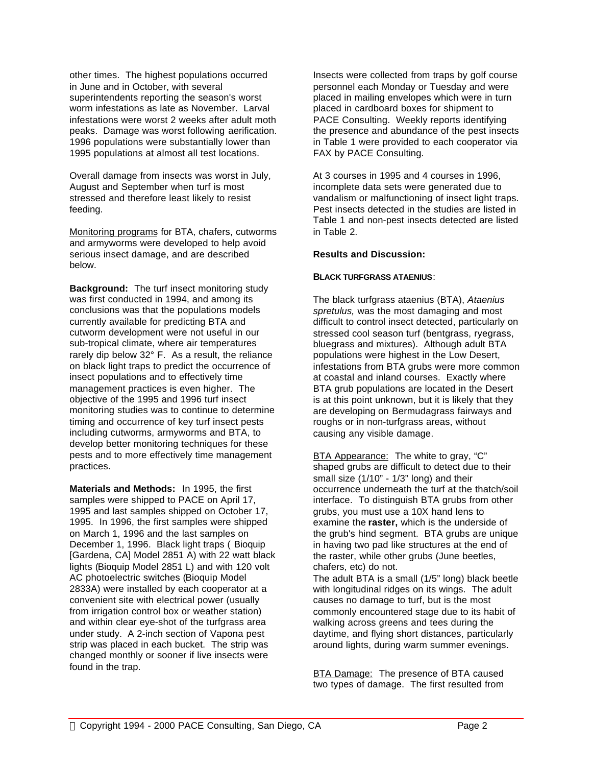other times. The highest populations occurred in June and in October, with several superintendents reporting the season's worst worm infestations as late as November. Larval infestations were worst 2 weeks after adult moth peaks. Damage was worst following aerification. 1996 populations were substantially lower than 1995 populations at almost all test locations.

Overall damage from insects was worst in July, August and September when turf is most stressed and therefore least likely to resist feeding.

Monitoring programs for BTA, chafers, cutworms and armyworms were developed to help avoid serious insect damage, and are described below.

**Background:** The turf insect monitoring study was first conducted in 1994, and among its conclusions was that the populations models currently available for predicting BTA and cutworm development were not useful in our sub-tropical climate, where air temperatures rarely dip below 32° F. As a result, the reliance on black light traps to predict the occurrence of insect populations and to effectively time management practices is even higher. The objective of the 1995 and 1996 turf insect monitoring studies was to continue to determine timing and occurrence of key turf insect pests including cutworms, armyworms and BTA, to develop better monitoring techniques for these pests and to more effectively time management practices.

**Materials and Methods:** In 1995, the first samples were shipped to PACE on April 17, 1995 and last samples shipped on October 17, 1995. In 1996, the first samples were shipped on March 1, 1996 and the last samples on December 1, 1996. Black light traps ( Bioquip [Gardena, CA] Model 2851 A) with 22 watt black lights (Bioquip Model 2851 L) and with 120 volt AC photoelectric switches (Bioquip Model 2833A) were installed by each cooperator at a convenient site with electrical power (usually from irrigation control box or weather station) and within clear eye-shot of the turfgrass area under study. A 2-inch section of Vapona pest strip was placed in each bucket. The strip was changed monthly or sooner if live insects were found in the trap.

Insects were collected from traps by golf course personnel each Monday or Tuesday and were placed in mailing envelopes which were in turn placed in cardboard boxes for shipment to PACE Consulting. Weekly reports identifying the presence and abundance of the pest insects in Table 1 were provided to each cooperator via FAX by PACE Consulting.

At 3 courses in 1995 and 4 courses in 1996, incomplete data sets were generated due to vandalism or malfunctioning of insect light traps. Pest insects detected in the studies are listed in Table 1 and non-pest insects detected are listed in Table 2.

**Results and Discussion:**

**BLACK TURFGRASS ATAENIUS**:

The black turfgrass ataenius (BTA), *Ataenius spretulus,* was the most damaging and most difficult to control insect detected, particularly on stressed cool season turf (bentgrass, ryegrass, bluegrass and mixtures). Although adult BTA populations were highest in the Low Desert, infestations from BTA grubs were more common at coastal and inland courses. Exactly where BTA grub populations are located in the Desert is at this point unknown, but it is likely that they are developing on Bermudagrass fairways and roughs or in non-turfgrass areas, without causing any visible damage.

BTA Appearance: The white to gray, "C" shaped grubs are difficult to detect due to their small size (1/10" - 1/3" long) and their occurrence underneath the turf at the thatch/soil interface. To distinguish BTA grubs from other grubs, you must use a 10X hand lens to examine the **raster,** which is the underside of the grub's hind segment. BTA grubs are unique in having two pad like structures at the end of the raster, while other grubs (June beetles, chafers, etc) do not.

The adult BTA is a small (1/5" long) black beetle with longitudinal ridges on its wings. The adult causes no damage to turf, but is the most commonly encountered stage due to its habit of walking across greens and tees during the daytime, and flying short distances, particularly around lights, during warm summer evenings.

BTA Damage: The presence of BTA caused two types of damage. The first resulted from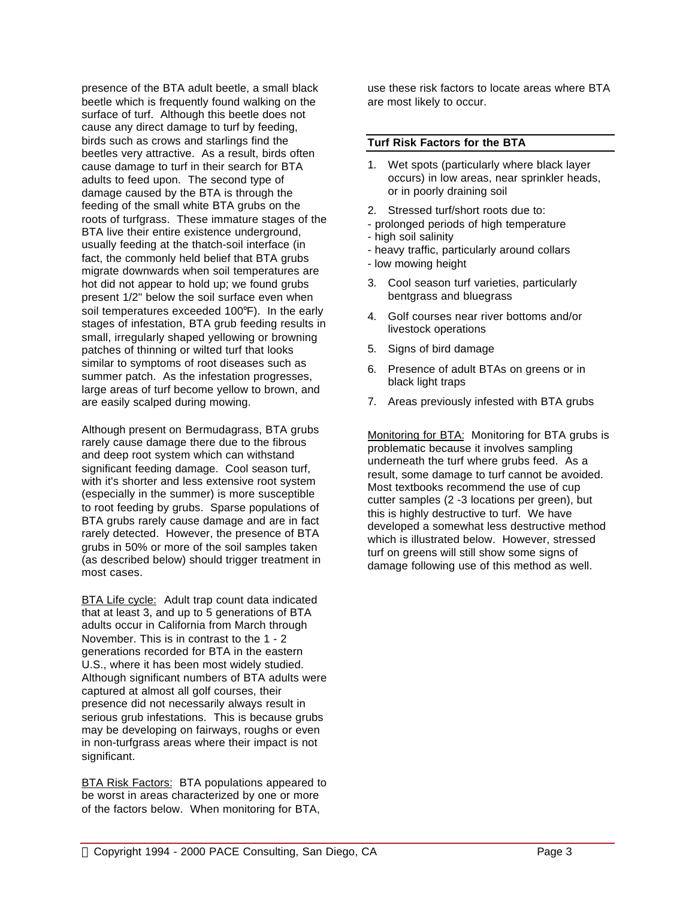presence of the BTA adult beetle, a small black beetle which is frequently found walking on the surface of turf. Although this beetle does not cause any direct damage to turf by feeding, birds such as crows and starlings find the beetles very attractive. As a result, birds often cause damage to turf in their search for BTA adults to feed upon. The second type of damage caused by the BTA is through the feeding of the small white BTA grubs on the roots of turfgrass. These immature stages of the BTA live their entire existence underground, usually feeding at the thatch-soil interface (in fact, the commonly held belief that BTA grubs migrate downwards when soil temperatures are hot did not appear to hold up; we found grubs present 1/2" below the soil surface even when soil temperatures exceeded 100°F). In the early stages of infestation, BTA grub feeding results in small, irregularly shaped yellowing or browning patches of thinning or wilted turf that looks similar to symptoms of root diseases such as summer patch. As the infestation progresses, large areas of turf become yellow to brown, and are easily scalped during mowing.

Although present on Bermudagrass, BTA grubs rarely cause damage there due to the fibrous and deep root system which can withstand significant feeding damage. Cool season turf, with it's shorter and less extensive root system (especially in the summer) is more susceptible to root feeding by grubs. Sparse populations of BTA grubs rarely cause damage and are in fact rarely detected. However, the presence of BTA grubs in 50% or more of the soil samples taken (as described below) should trigger treatment in most cases.

BTA Life cycle: Adult trap count data indicated that at least 3, and up to 5 generations of BTA adults occur in California from March through November. This is in contrast to the 1 - 2 generations recorded for BTA in the eastern U.S., where it has been most widely studied. Although significant numbers of BTA adults were captured at almost all golf courses, their presence did not necessarily always result in serious grub infestations. This is because grubs may be developing on fairways, roughs or even in non-turfgrass areas where their impact is not significant.

BTA Risk Factors: BTA populations appeared to be worst in areas characterized by one or more of the factors below. When monitoring for BTA, use these risk factors to locate areas where BTA are most likely to occur.

**Turf Risk Factors for the BTA**

1. Wet spots (particularly where black layer occurs) in low areas, near sprinkler heads, or in poorly draining soil
2. Stressed turf/short roots due to:
   - prolonged periods of high temperature
   - high soil salinity
   - heavy traffic, particularly around collars
   - low mowing height
3. Cool season turf varieties, particularly bentgrass and bluegrass
4. Golf courses near river bottoms and/or livestock operations
5. Signs of bird damage
6. Presence of adult BTAs on greens or in black light traps
7. Areas previously infested with BTA grubs

Monitoring for BTA: Monitoring for BTA grubs is problematic because it involves sampling underneath the turf where grubs feed. As a result, some damage to turf cannot be avoided. Most textbooks recommend the use of cup cutter samples (2 -3 locations per green), but this is highly destructive to turf. We have developed a somewhat less destructive method which is illustrated below. However, stressed turf on greens will still show some signs of damage following use of this method as well.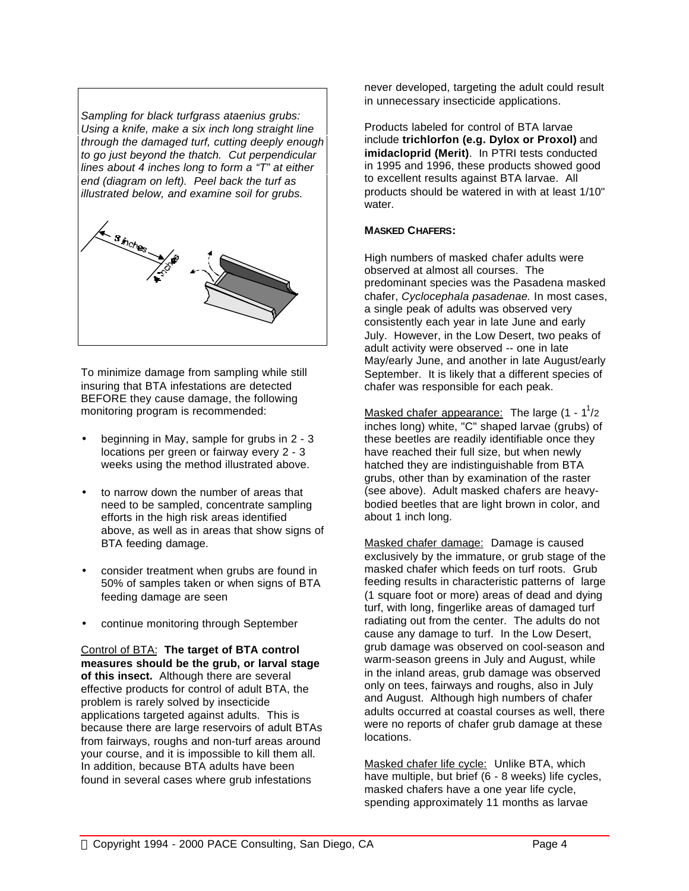*Sampling for black turfgrass ataenius grubs: Using a knife, make a six inch long straight line through the damaged turf, cutting deeply enough to go just beyond the thatch. Cut perpendicular lines about 4 inches long to form a "T" at either end (diagram on left). Peel back the turf as illustrated below, and examine soil for grubs.*

To minimize damage from sampling while still insuring that BTA infestations are detected BEFORE they cause damage, the following monitoring program is recommended:

- beginning in May, sample for grubs in 2 - 3 locations per green or fairway every 2 - 3 weeks using the method illustrated above.
- to narrow down the number of areas that need to be sampled, concentrate sampling efforts in the high risk areas identified above, as well as in areas that show signs of BTA feeding damage.
- consider treatment when grubs are found in 50% of samples taken or when signs of BTA feeding damage are seen
- continue monitoring through September

Control of BTA: **The target of BTA control measures should be the grub, or larval stage of this insect.** Although there are several effective products for control of adult BTA, the problem is rarely solved by insecticide applications targeted against adults. This is because there are large reservoirs of adult BTAs from fairways, roughs and non-turf areas around your course, and it is impossible to kill them all. In addition, because BTA adults have been found in several cases where grub infestations never developed, targeting the adult could result in unnecessary insecticide applications.

Products labeled for control of BTA larvae include **trichlorfon (e.g. Dylox or Proxol)** and **imidacloprid (Merit)**. In PTRI tests conducted in 1995 and 1996, these products showed good to excellent results against BTA larvae. All products should be watered in with at least 1/10" water.

**MASKED CHAFERS:**

High numbers of masked chafer adults were observed at almost all courses. The predominant species was the Pasadena masked chafer, *Cyclocephala pasadenae.* In most cases, a single peak of adults was observed very consistently each year in late June and early July. However, in the Low Desert, two peaks of adult activity were observed -- one in late May/early June, and another in late August/early September. It is likely that a different species of chafer was responsible for each peak.

Masked chafer appearance: The large (1 - 1 1/2 inches long) white, "C" shaped larvae (grubs) of these beetles are readily identifiable once they have reached their full size, but when newly hatched they are indistinguishable from BTA grubs, other than by examination of the raster (see above). Adult masked chafers are heavy-bodied beetles that are light brown in color, and about 1 inch long.

Masked chafer damage: Damage is caused exclusively by the immature, or grub stage of the masked chafer which feeds on turf roots. Grub feeding results in characteristic patterns of large (1 square foot or more) areas of dead and dying turf, with long, fingerlike areas of damaged turf radiating out from the center. The adults do not cause any damage to turf. In the Low Desert, grub damage was observed on cool-season and warm-season greens in July and August, while in the inland areas, grub damage was observed only on tees, fairways and roughs, also in July and August. Although high numbers of chafer adults occurred at coastal courses as well, there were no reports of chafer grub damage at these locations.

Masked chafer life cycle: Unlike BTA, which have multiple, but brief (6 - 8 weeks) life cycles, masked chafers have a one year life cycle, spending approximately 11 months as larvae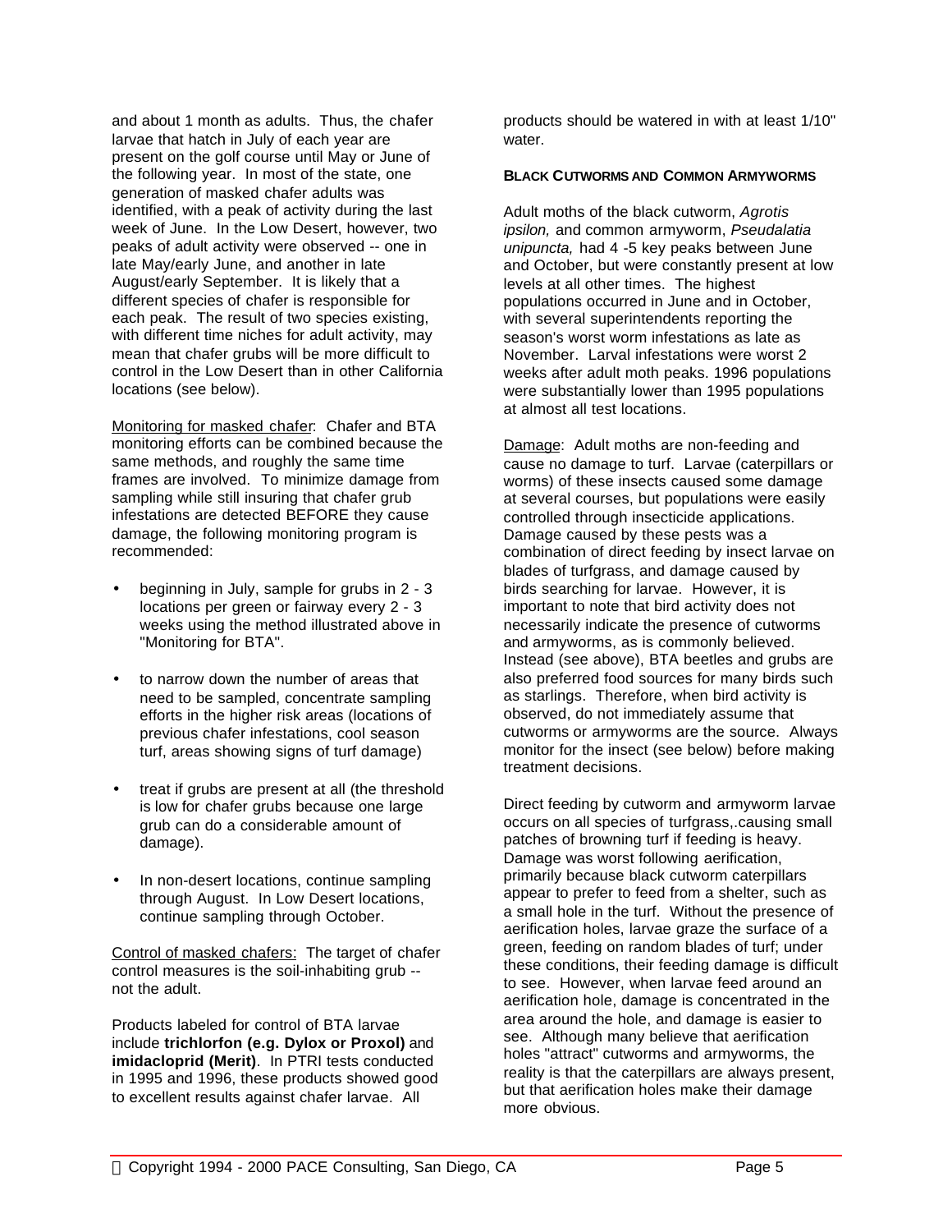and about 1 month as adults. Thus, the chafer larvae that hatch in July of each year are present on the golf course until May or June of the following year. In most of the state, one generation of masked chafer adults was identified, with a peak of activity during the last week of June. In the Low Desert, however, two peaks of adult activity were observed -- one in late May/early June, and another in late August/early September. It is likely that a different species of chafer is responsible for each peak. The result of two species existing, with different time niches for adult activity, may mean that chafer grubs will be more difficult to control in the Low Desert than in other California locations (see below).

Monitoring for masked chafer: Chafer and BTA monitoring efforts can be combined because the same methods, and roughly the same time frames are involved. To minimize damage from sampling while still insuring that chafer grub infestations are detected BEFORE they cause damage, the following monitoring program is recommended:

- beginning in July, sample for grubs in 2 - 3 locations per green or fairway every 2 - 3 weeks using the method illustrated above in "Monitoring for BTA".
- to narrow down the number of areas that need to be sampled, concentrate sampling efforts in the higher risk areas (locations of previous chafer infestations, cool season turf, areas showing signs of turf damage)
- treat if grubs are present at all (the threshold is low for chafer grubs because one large grub can do a considerable amount of damage).
- In non-desert locations, continue sampling through August. In Low Desert locations, continue sampling through October.

Control of masked chafers: The target of chafer control measures is the soil-inhabiting grub -- not the adult.

Products labeled for control of BTA larvae include **trichlorfon (e.g. Dylox or Proxol)** and **imidacloprid (Merit)**. In PTRI tests conducted in 1995 and 1996, these products showed good to excellent results against chafer larvae. All products should be watered in with at least 1/10" water.

**BLACK CUTWORMS AND COMMON ARMYWORMS**

Adult moths of the black cutworm, *Agrotis ipsilon,* and common armyworm, *Pseudalatia unipuncta,* had 4 -5 key peaks between June and October, but were constantly present at low levels at all other times. The highest populations occurred in June and in October, with several superintendents reporting the season's worst worm infestations as late as November. Larval infestations were worst 2 weeks after adult moth peaks. 1996 populations were substantially lower than 1995 populations at almost all test locations.

Damage: Adult moths are non-feeding and cause no damage to turf. Larvae (caterpillars or worms) of these insects caused some damage at several courses, but populations were easily controlled through insecticide applications. Damage caused by these pests was a combination of direct feeding by insect larvae on blades of turfgrass, and damage caused by birds searching for larvae. However, it is important to note that bird activity does not necessarily indicate the presence of cutworms and armyworms, as is commonly believed. Instead (see above), BTA beetles and grubs are also preferred food sources for many birds such as starlings. Therefore, when bird activity is observed, do not immediately assume that cutworms or armyworms are the source. Always monitor for the insect (see below) before making treatment decisions.

Direct feeding by cutworm and armyworm larvae occurs on all species of turfgrass,.causing small patches of browning turf if feeding is heavy. Damage was worst following aerification, primarily because black cutworm caterpillars appear to prefer to feed from a shelter, such as a small hole in the turf. Without the presence of aerification holes, larvae graze the surface of a green, feeding on random blades of turf; under these conditions, their feeding damage is difficult to see. However, when larvae feed around an aerification hole, damage is concentrated in the area around the hole, and damage is easier to see. Although many believe that aerification holes "attract" cutworms and armyworms, the reality is that the caterpillars are always present, but that aerification holes make their damage more obvious.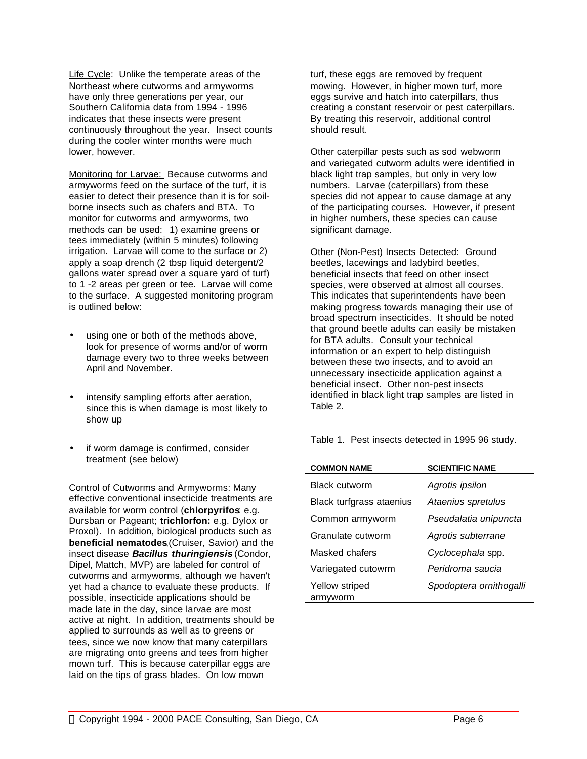Life Cycle: Unlike the temperate areas of the Northeast where cutworms and armyworms have only three generations per year, our Southern California data from 1994 - 1996 indicates that these insects were present continuously throughout the year. Insect counts during the cooler winter months were much lower, however.

Monitoring for Larvae: Because cutworms and armyworms feed on the surface of the turf, it is easier to detect their presence than it is for soil-borne insects such as chafers and BTA. To monitor for cutworms and armyworms, two methods can be used: 1) examine greens or tees immediately (within 5 minutes) following irrigation. Larvae will come to the surface or 2) apply a soap drench (2 tbsp liquid detergent/2 gallons water spread over a square yard of turf) to 1 -2 areas per green or tee. Larvae will come to the surface. A suggested monitoring program is outlined below:

- using one or both of the methods above, look for presence of worms and/or of worm damage every two to three weeks between April and November.
- intensify sampling efforts after aeration, since this is when damage is most likely to show up
- if worm damage is confirmed, consider treatment (see below)

Control of Cutworms and Armyworms: Many effective conventional insecticide treatments are available for worm control (**chlorpyrifos**: e.g. Dursban or Pageant; **trichlorfon:** e.g. Dylox or Proxol). In addition, biological products such as **beneficial nematodes**,(Cruiser, Savior) and the insect disease ***Bacillus thuringiensis*** (Condor, Dipel, Mattch, MVP) are labeled for control of cutworms and armyworms, although we haven't yet had a chance to evaluate these products. If possible, insecticide applications should be made late in the day, since larvae are most active at night. In addition, treatments should be applied to surrounds as well as to greens or tees, since we now know that many caterpillars are migrating onto greens and tees from higher mown turf. This is because caterpillar eggs are laid on the tips of grass blades. On low mown turf, these eggs are removed by frequent mowing. However, in higher mown turf, more eggs survive and hatch into caterpillars, thus creating a constant reservoir or pest caterpillars. By treating this reservoir, additional control should result.

Other caterpillar pests such as sod webworm and variegated cutworm adults were identified in black light trap samples, but only in very low numbers. Larvae (caterpillars) from these species did not appear to cause damage at any of the participating courses. However, if present in higher numbers, these species can cause significant damage.

Other (Non-Pest) Insects Detected: Ground beetles, lacewings and ladybird beetles, beneficial insects that feed on other insect species, were observed at almost all courses. This indicates that superintendents have been making progress towards managing their use of broad spectrum insecticides. It should be noted that ground beetle adults can easily be mistaken for BTA adults. Consult your technical information or an expert to help distinguish between these two insects, and to avoid an unnecessary insecticide application against a beneficial insect. Other non-pest insects identified in black light trap samples are listed in Table 2.

Table 1. Pest insects detected in 1995 96 study.

| COMMON NAME | SCIENTIFIC NAME |
|---|---|
| Black cutworm | *Agrotis ipsilon* |
| Black turfgrass ataenius | *Ataenius spretulus* |
| Common armyworm | *Pseudalatia unipuncta* |
| Granulate cutworm | *Agrotis subterrane* |
| Masked chafers | *Cyclocephala* spp. |
| Variegated cutowrm | *Peridroma saucia* |
| Yellow striped armyworm | *Spodoptera ornithogalli* |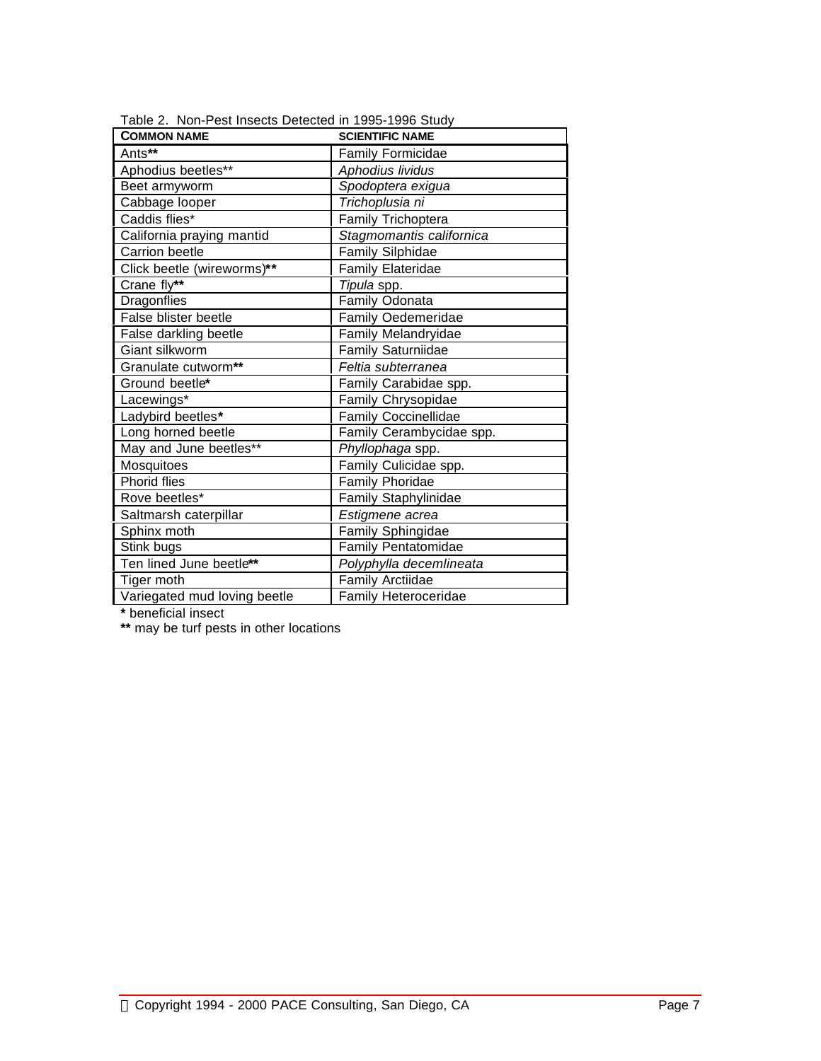Table 2. Non-Pest Insects Detected in 1995-1996 Study

| COMMON NAME | SCIENTIFIC NAME |
| --- | --- |
| Ants** | Family Formicidae |
| Aphodius beetles** | *Aphodius lividus* |
| Beet armyworm | *Spodoptera exigua* |
| Cabbage looper | *Trichoplusia ni* |
| Caddis flies* | Family Trichoptera |
| California praying mantid | *Stagmomantis californica* |
| Carrion beetle | Family Silphidae |
| Click beetle (wireworms)** | Family Elateridae |
| Crane fly** | *Tipula* spp. |
| Dragonflies | Family Odonata |
| False blister beetle | Family Oedemeridae |
| False darkling beetle | Family Melandryidae |
| Giant silkworm | Family Saturniidae |
| Granulate cutworm** | *Feltia subterranea* |
| Ground beetle* | Family Carabidae spp. |
| Lacewings* | Family Chrysopidae |
| Ladybird beetles* | Family Coccinellidae |
| Long horned beetle | Family Cerambycidae spp. |
| May and June beetles** | *Phyllophaga* spp. |
| Mosquitoes | Family Culicidae spp. |
| Phorid flies | Family Phoridae |
| Rove beetles* | Family Staphylinidae |
| Saltmarsh caterpillar | *Estigmene acrea* |
| Sphinx moth | Family Sphingidae |
| Stink bugs | Family Pentatomidae |
| Ten lined June beetle** | *Polyphylla decemlineata* |
| Tiger moth | Family Arctiidae |
| Variegated mud loving beetle | Family Heteroceridae |

\* beneficial insect

** may be turf pests in other locations